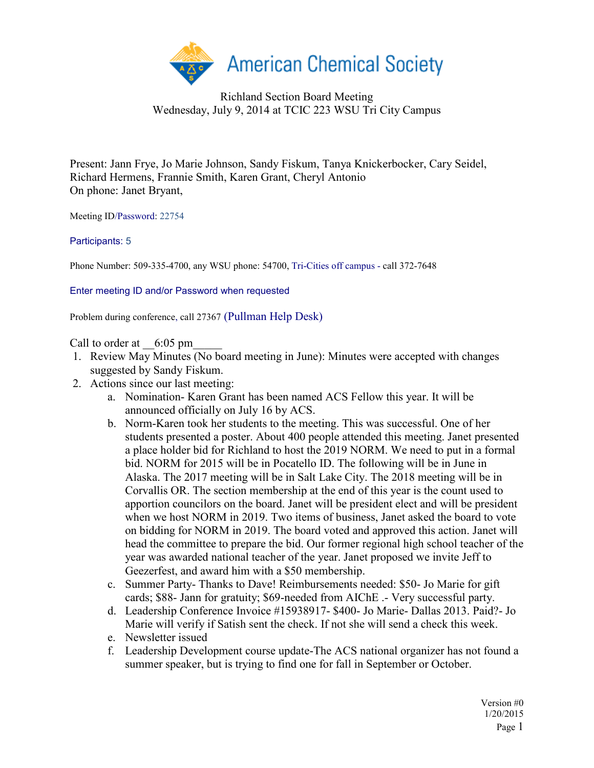American Chemical Society

Richland Section Board Meeting
Wednesday, July 9, 2014 at TCIC 223 WSU Tri City Campus

Present: Jann Frye, Jo Marie Johnson, Sandy Fiskum, Tanya Knickerbocker, Cary Seidel, Richard Hermens, Frannie Smith, Karen Grant, Cheryl Antonio
On phone: Janet Bryant,

Meeting ID/Password: 22754

Participants: 5

Phone Number: 509-335-4700, any WSU phone: 54700, Tri-Cities off campus - call 372-7648

Enter meeting ID and/or Password when requested

Problem during conference, call 27367 (Pullman Help Desk)

Call to order at __6:05 pm_____

1. Review May Minutes (No board meeting in June): Minutes were accepted with changes suggested by Sandy Fiskum.
2. Actions since our last meeting:
    a. Nomination- Karen Grant has been named ACS Fellow this year. It will be announced officially on July 16 by ACS.
    b. Norm-Karen took her students to the meeting. This was successful. One of her students presented a poster. About 400 people attended this meeting. Janet presented a place holder bid for Richland to host the 2019 NORM. We need to put in a formal bid. NORM for 2015 will be in Pocatello ID. The following will be in June in Alaska. The 2017 meeting will be in Salt Lake City. The 2018 meeting will be in Corvallis OR. The section membership at the end of this year is the count used to apportion councilors on the board. Janet will be president elect and will be president when we host NORM in 2019. Two items of business, Janet asked the board to vote on bidding for NORM in 2019. The board voted and approved this action. Janet will head the committee to prepare the bid. Our former regional high school teacher of the year was awarded national teacher of the year. Janet proposed we invite Jeff to Geezerfest, and award him with a $50 membership.
    c. Summer Party- Thanks to Dave! Reimbursements needed: $50- Jo Marie for gift cards; $88- Jann for gratuity; $69-needed from AIChE .- Very successful party.
    d. Leadership Conference Invoice #15938917- $400- Jo Marie- Dallas 2013. Paid?- Jo Marie will verify if Satish sent the check. If not she will send a check this week.
    e. Newsletter issued
    f. Leadership Development course update-The ACS national organizer has not found a summer speaker, but is trying to find one for fall in September or October.

Version #0
1/20/2015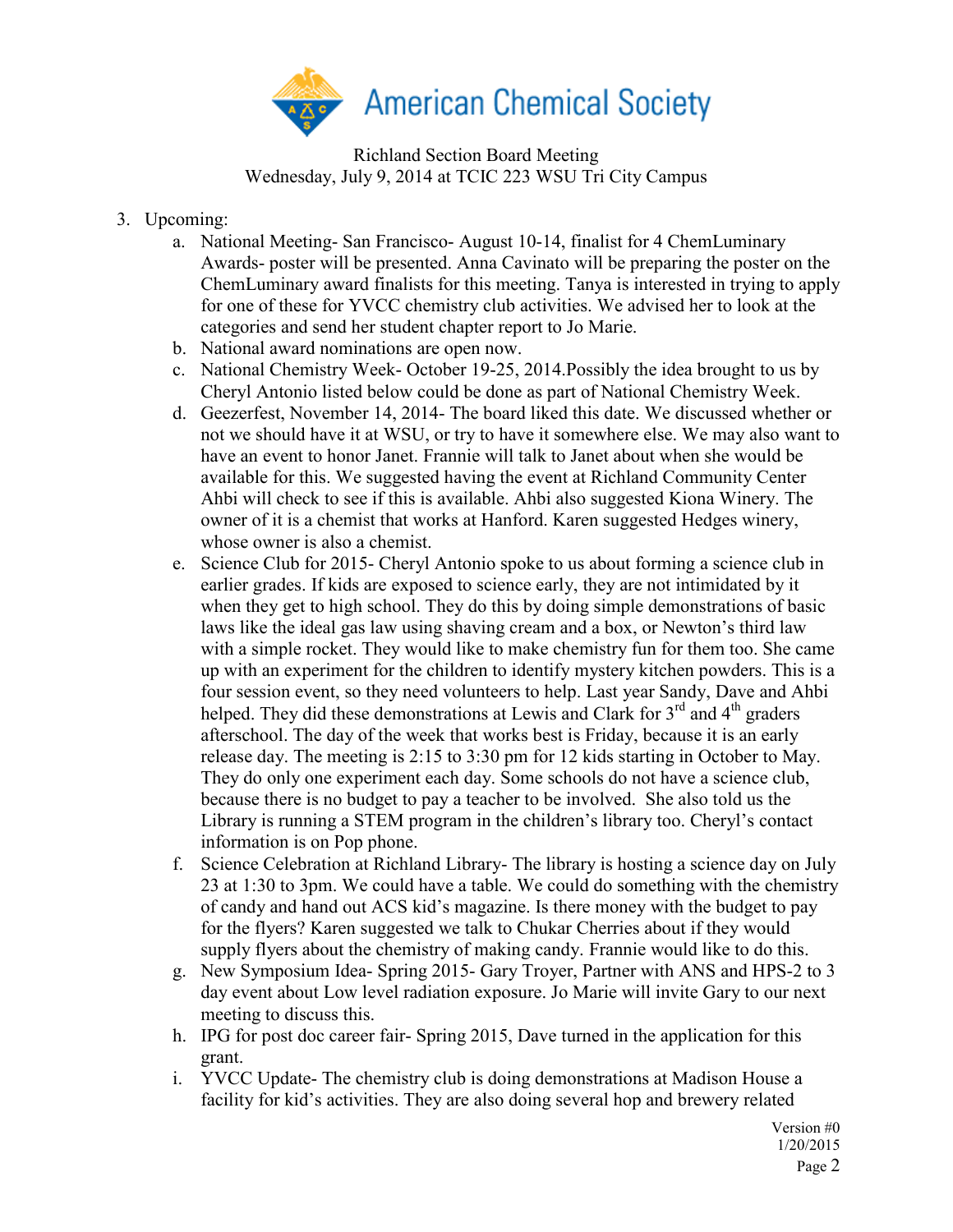Richland Section Board Meeting
Wednesday, July 9, 2014 at TCIC 223 WSU Tri City Campus

3. Upcoming:
    a. National Meeting- San Francisco- August 10-14, finalist for 4 ChemLuminary Awards- poster will be presented. Anna Cavinato will be preparing the poster on the ChemLuminary award finalists for this meeting. Tanya is interested in trying to apply for one of these for YVCC chemistry club activities. We advised her to look at the categories and send her student chapter report to Jo Marie.
    b. National award nominations are open now.
    c. National Chemistry Week- October 19-25, 2014.Possibly the idea brought to us by Cheryl Antonio listed below could be done as part of National Chemistry Week.
    d. Geezerfest, November 14, 2014- The board liked this date. We discussed whether or not we should have it at WSU, or try to have it somewhere else. We may also want to have an event to honor Janet. Frannie will talk to Janet about when she would be available for this. We suggested having the event at Richland Community Center Ahbi will check to see if this is available. Ahbi also suggested Kiona Winery. The owner of it is a chemist that works at Hanford. Karen suggested Hedges winery, whose owner is also a chemist.
    e. Science Club for 2015- Cheryl Antonio spoke to us about forming a science club in earlier grades. If kids are exposed to science early, they are not intimidated by it when they get to high school. They do this by doing simple demonstrations of basic laws like the ideal gas law using shaving cream and a box, or Newton's third law with a simple rocket. They would like to make chemistry fun for them too. She came up with an experiment for the children to identify mystery kitchen powders. This is a four session event, so they need volunteers to help. Last year Sandy, Dave and Ahbi helped. They did these demonstrations at Lewis and Clark for 3rd and 4th graders afterschool. The day of the week that works best is Friday, because it is an early release day. The meeting is 2:15 to 3:30 pm for 12 kids starting in October to May. They do only one experiment each day. Some schools do not have a science club, because there is no budget to pay a teacher to be involved. She also told us the Library is running a STEM program in the children's library too. Cheryl's contact information is on Pop phone.
    f. Science Celebration at Richland Library- The library is hosting a science day on July 23 at 1:30 to 3pm. We could have a table. We could do something with the chemistry of candy and hand out ACS kid's magazine. Is there money with the budget to pay for the flyers? Karen suggested we talk to Chukar Cherries about if they would supply flyers about the chemistry of making candy. Frannie would like to do this.
    g. New Symposium Idea- Spring 2015- Gary Troyer, Partner with ANS and HPS-2 to 3 day event about Low level radiation exposure. Jo Marie will invite Gary to our next meeting to discuss this.
    h. IPG for post doc career fair- Spring 2015, Dave turned in the application for this grant.
    i. YVCC Update- The chemistry club is doing demonstrations at Madison House a facility for kid's activities. They are also doing several hop and brewery related

Version #0
1/20/2015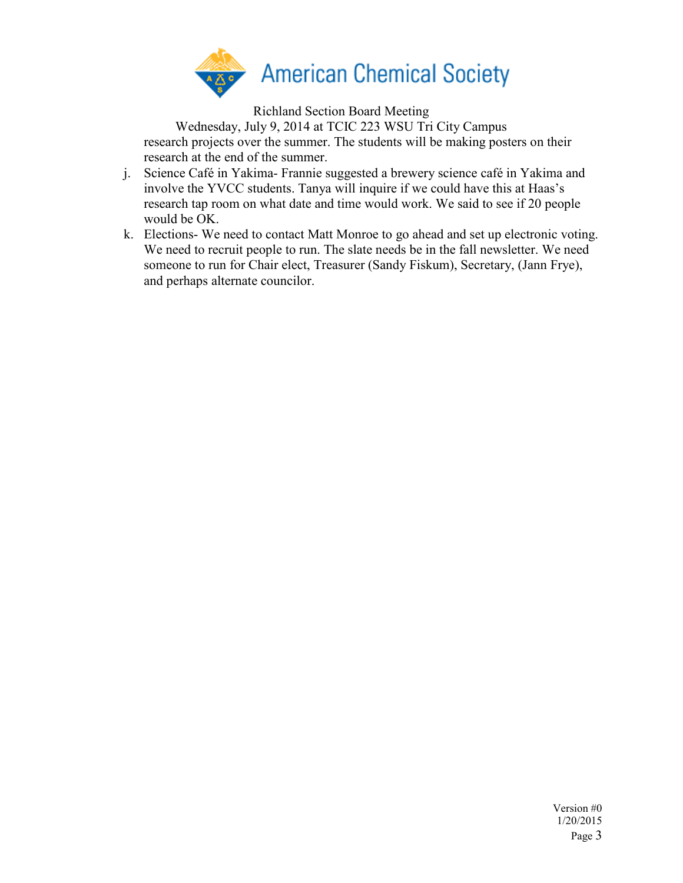research projects over the summer. The students will be making posters on their research at the end of the summer.

j. Science Café in Yakima- Frannie suggested a brewery science café in Yakima and involve the YVCC students. Tanya will inquire if we could have this at Haas's research tap room on what date and time would work. We said to see if 20 people would be OK.
k. Elections- We need to contact Matt Monroe to go ahead and set up electronic voting. We need to recruit people to run. The slate needs be in the fall newsletter. We need someone to run for Chair elect, Treasurer (Sandy Fiskum), Secretary, (Jann Frye), and perhaps alternate councilor.